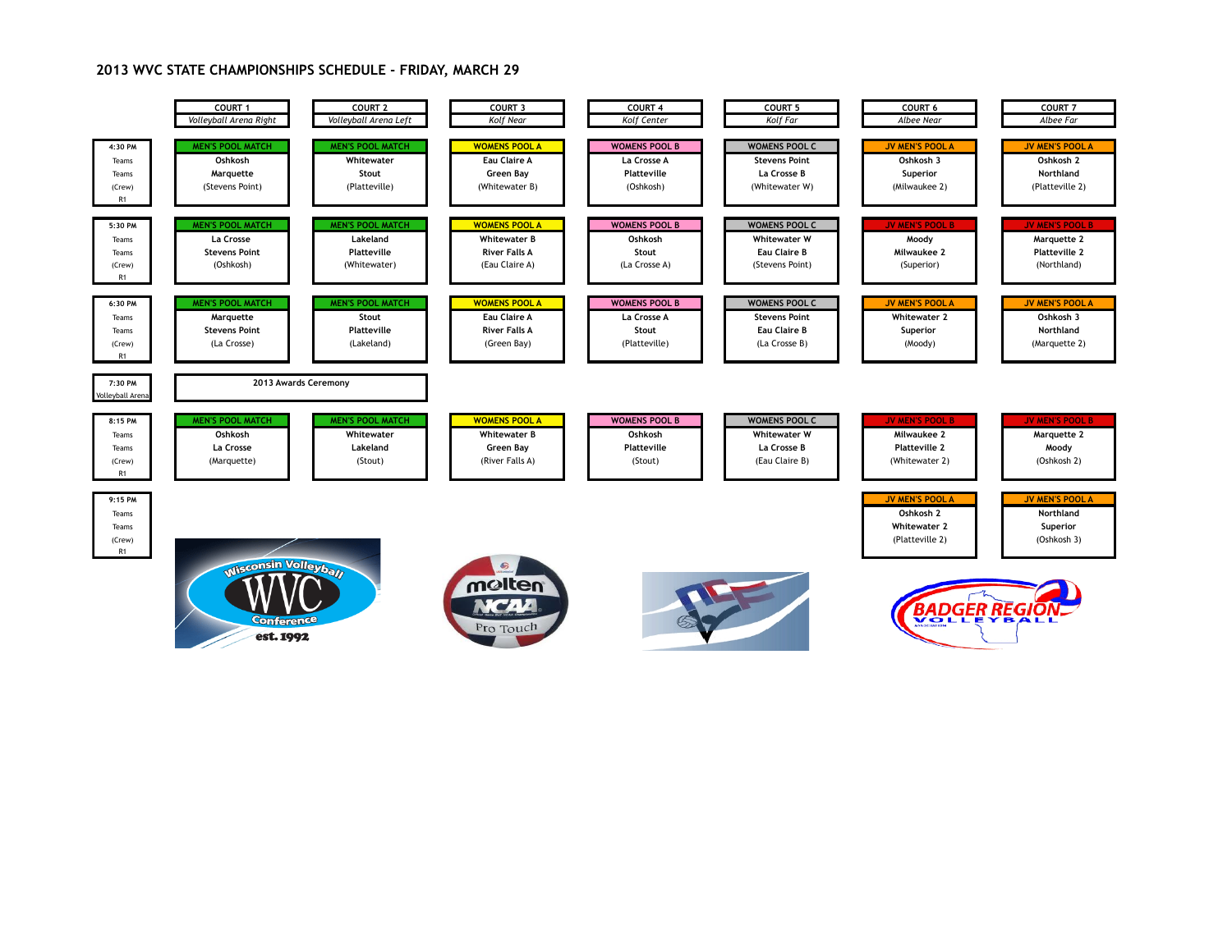## 2013 WVC STATE CHAMPIONSHIPS SCHEDULE - FRIDAY, MARCH 29

| | COURT 1 *Volleyball Arena Right* | COURT 2 *Volleyball Arena Left* | COURT 3 *Kolf Near* | COURT 4 *Kolf Center* | COURT 5 *Kolf Far* | COURT 6 *Albee Near* | COURT 7 *Albee Far* |
|---|---|---|---|---|---|---|---|
| **4:30 PM** | MEN'S POOL MATCH | MEN'S POOL MATCH | WOMENS POOL A | WOMENS POOL B | WOMENS POOL C | JV MEN'S POOL A | JV MEN'S POOL A |
| Teams | Oshkosh | Whitewater | Eau Claire A | La Crosse A | Stevens Point | Oshkosh 3 | Oshkosh 2 |
| Teams | Marquette | Stout | Green Bay | Platteville | La Crosse B | Superior | Northland |
| (Crew) R1 | (Stevens Point) | (Platteville) | (Whitewater B) | (Oshkosh) | (Whitewater W) | (Milwaukee 2) | (Platteville 2) |
| **5:30 PM** | MEN'S POOL MATCH | MEN'S POOL MATCH | WOMENS POOL A | WOMENS POOL B | WOMENS POOL C | JV MEN'S POOL B | JV MEN'S POOL B |
| Teams | La Crosse | Lakeland | Whitewater B | Oshkosh | Whitewater W | Moody | Marquette 2 |
| Teams | Stevens Point | Platteville | River Falls A | Stout | Eau Claire B | Milwaukee 2 | Platteville 2 |
| (Crew) R1 | (Oshkosh) | (Whitewater) | (Eau Claire A) | (La Crosse A) | (Stevens Point) | (Superior) | (Northland) |
| **6:30 PM** | MEN'S POOL MATCH | MEN'S POOL MATCH | WOMENS POOL A | WOMENS POOL B | WOMENS POOL C | JV MEN'S POOL A | JV MEN'S POOL A |
| Teams | Marquette | Stout | Eau Claire A | La Crosse A | Stevens Point | Whitewater 2 | Oshkosh 3 |
| Teams | Stevens Point | Platteville | River Falls A | Stout | Eau Claire B | Superior | Northland |
| (Crew) R1 | (La Crosse) | (Lakeland) | (Green Bay) | (Platteville) | (La Crosse B) | (Moody) | (Marquette 2) |
| **7:30 PM** Volleyball Arena | 2013 Awards Ceremony | | | | | | |
| **8:15 PM** | MEN'S POOL MATCH | MEN'S POOL MATCH | WOMENS POOL A | WOMENS POOL B | WOMENS POOL C | JV MEN'S POOL B | JV MEN'S POOL B |
| Teams | Oshkosh | Whitewater | Whitewater B | Oshkosh | Whitewater W | Milwaukee 2 | Marquette 2 |
| Teams | La Crosse | Lakeland | Green Bay | Platteville | La Crosse B | Platteville 2 | Moody |
| (Crew) R1 | (Marquette) | (Stout) | (River Falls A) | (Stout) | (Eau Claire B) | (Whitewater 2) | (Oshkosh 2) |
| **9:15 PM** | | | | | | JV MEN'S POOL A | JV MEN'S POOL A |
| Teams | | | | | | Oshkosh 2 | Northland |
| Teams | | | | | | Whitewater 2 | Superior |
| (Crew) R1 | | | | | | (Platteville 2) | (Oshkosh 3) |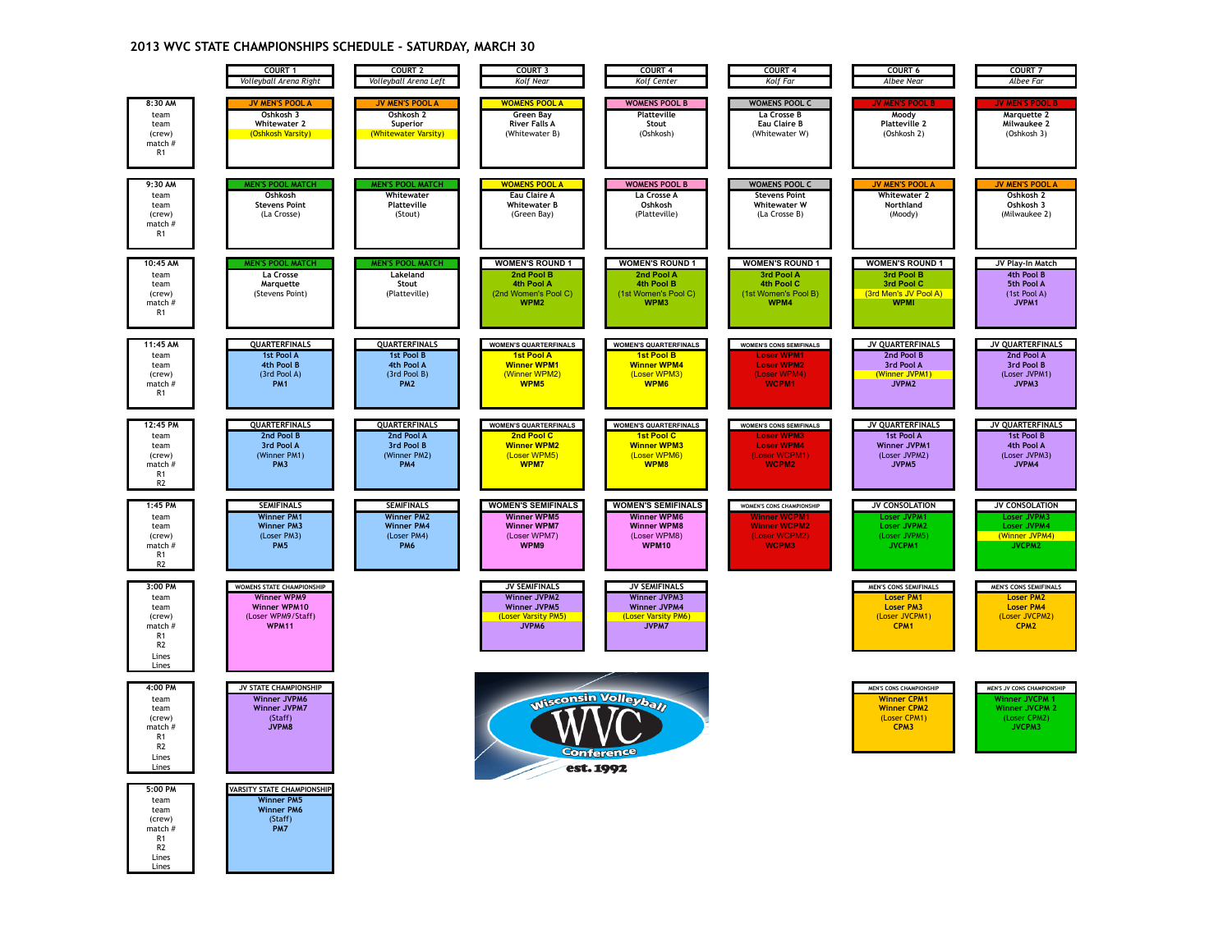## 2013 WVC STATE CHAMPIONSHIPS SCHEDULE - SATURDAY, MARCH 30

| | COURT 1 *Volleyball Arena Right* | COURT 2 *Volleyball Arena Left* | COURT 3 *Kolf Near* | COURT 4 *Kolf Center* | COURT 4 *Kolf Far* | COURT 6 *Albee Near* | COURT 7 *Albee Far* |
|---|---|---|---|---|---|---|---|
| **8:30 AM** team team (crew) match # R1 | JV MEN'S POOL A<br>Oshkosh 3<br>Whitewater 2<br>(Oshkosh Varsity) | JV MEN'S POOL A<br>Oshkosh 2<br>Superior<br>(Whitewater Varsity) | WOMENS POOL A<br>Green Bay<br>River Falls A<br>(Whitewater B) | WOMENS POOL B<br>Platteville<br>Stout<br>(Oshkosh) | WOMENS POOL C<br>La Crosse B<br>Eau Claire B<br>(Whitewater W) | JV MEN'S POOL B<br>Moody<br>Platteville 2<br>(Oshkosh 2) | JV MEN'S POOL B<br>Marquette 2<br>Milwaukee 2<br>(Oshkosh 3) |
| **9:30 AM** team team (crew) match # R1 | MEN'S POOL MATCH<br>Oshkosh<br>Stevens Point<br>(La Crosse) | MEN'S POOL MATCH<br>Whitewater<br>Platteville<br>(Stout) | WOMENS POOL A<br>Eau Claire A<br>Whitewater B<br>(Green Bay) | WOMENS POOL B<br>La Crosse A<br>Oshkosh<br>(Platteville) | WOMENS POOL C<br>Stevens Point<br>Whitewater W<br>(La Crosse B) | JV MEN'S POOL A<br>Whitewater 2<br>Northland<br>(Moody) | JV MEN'S POOL A<br>Oshkosh 2<br>Oshkosh 3<br>(Milwaukee 2) |
| **10:45 AM** team team (crew) match # R1 | MEN'S POOL MATCH<br>La Crosse<br>Marquette<br>(Stevens Point) | MEN'S POOL MATCH<br>Lakeland<br>Stout<br>(Platteville) | WOMEN'S ROUND 1<br>2nd Pool B<br>4th Pool A<br>(2nd Women's Pool C)<br>WPM2 | WOMEN'S ROUND 1<br>2nd Pool A<br>4th Pool B<br>(1st Women's Pool C)<br>WPM3 | WOMEN'S ROUND 1<br>3rd Pool A<br>4th Pool C<br>(1st Women's Pool B)<br>WPM4 | WOMEN'S ROUND 1<br>3rd Pool B<br>3rd Pool C<br>(3rd Men's JV Pool A)<br>WPMI | JV Play-In Match<br>4th Pool B<br>5th Pool A<br>(1st Pool A)<br>JVPM1 |
| **11:45 AM** team team (crew) match # R1 | QUARTERFINALS<br>1st Pool A<br>4th Pool B<br>(3rd Pool A)<br>PM1 | QUARTERFINALS<br>1st Pool B<br>4th Pool A<br>(3rd Pool B)<br>PM2 | WOMEN'S QUARTERFINALS<br>1st Pool A<br>Winner WPM1<br>(Winner WPM2)<br>WPM5 | WOMEN'S QUARTERFINALS<br>1st Pool B<br>Winner WPM4<br>(Loser WPM3)<br>WPM6 | WOMEN'S CONS SEMIFINALS<br>Loser WPM1<br>Loser WPM2<br>(Loser WPM4)<br>WCPM1 | JV QUARTERFINALS<br>2nd Pool B<br>3rd Pool A<br>(Winner JVPM1)<br>JVPM2 | JV QUARTERFINALS<br>2nd Pool A<br>3rd Pool B<br>(Loser JVPM1)<br>JVPM3 |
| **12:45 PM** team team (crew) match # R1 R2 | QUARTERFINALS<br>2nd Pool B<br>3rd Pool A<br>(Winner PM1)<br>PM3 | QUARTERFINALS<br>2nd Pool A<br>3rd Pool B<br>(Winner PM2)<br>PM4 | WOMEN'S QUARTERFINALS<br>2nd Pool C<br>Winner WPM2<br>(Loser WPM5)<br>WPM7 | WOMEN'S QUARTERFINALS<br>1st Pool C<br>Winner WPM3<br>(Loser WPM6)<br>WPM8 | WOMEN'S CONS SEMIFINALS<br>Loser WPM3<br>Loser WPM4<br>(Loser WCPM1)<br>WCPM2 | JV QUARTERFINALS<br>1st Pool A<br>Winner JVPM1<br>(Loser JVPM2)<br>JVPM5 | JV QUARTERFINALS<br>1st Pool B<br>4th Pool A<br>(Loser JVPM3)<br>JVPM4 |
| **1:45 PM** team team (crew) match # R1 R2 | SEMIFINALS<br>Winner PM1<br>Winner PM3<br>(Loser PM3)<br>PM5 | SEMIFINALS<br>Winner PM2<br>Winner PM4<br>(Loser PM4)<br>PM6 | WOMEN'S SEMIFINALS<br>Winner WPM5<br>Winner WPM7<br>(Loser WPM7)<br>WPM9 | WOMEN'S SEMIFINALS<br>Winner WPM6<br>Winner WPM8<br>(Loser WPM8)<br>WPM10 | WOMEN'S CONS CHAMPIONSHIP<br>Winner WCPM1<br>Winner WCPM2<br>(Loser WCPM2)<br>WCPM3 | JV CONSOLATION<br>Loser JVPM1<br>Loser JVPM2<br>(Loser JVPM5)<br>JVCPM1 | JV CONSOLATION<br>Loser JVPM3<br>Loser JVPM4<br>(Winner JVPM4)<br>JVCPM2 |
| **3:00 PM** team team (crew) match # R1 R2 Lines Lines | WOMENS STATE CHAMPIONSHIP<br>Winner WPM9<br>Winner WPM10<br>(Loser WPM9/Staff)<br>WPM11 | | JV SEMIFINALS<br>Winner JVPM2<br>Winner JVPM5<br>(Loser Varsity PM5)<br>JVPM6 | JV SEMIFINALS<br>Winner JVPM3<br>Winner JVPM4<br>(Loser Varsity PM6)<br>JVPM7 | | MEN'S CONS SEMIFINALS<br>Loser PM1<br>Loser PM3<br>(Loser JVCPM1)<br>CPM1 | MEN'S CONS SEMIFINALS<br>Loser PM2<br>Loser PM4<br>(Loser JVCPM2)<br>CPM2 |
| **4:00 PM** team team (crew) match # R1 R2 Lines Lines | JV STATE CHAMPIONSHIP<br>Winner JVPM6<br>Winner JVPM7<br>(Staff)<br>JVPM8 | | | | | MEN'S CONS CHAMPIONSHIP<br>Winner CPM1<br>Winner CPM2<br>(Loser CPM1)<br>CPM3 | MEN'S JV CONS CHAMPIONSHIP<br>Winner JVCPM 1<br>Winner JVCPM 2<br>(Loser CPM2)<br>JVCPM3 |
| **5:00 PM** team team (crew) match # R1 R2 Lines Lines | VARSITY STATE CHAMPIONSHIP<br>Winner PM5<br>Winner PM6<br>(Staff)<br>PM7 | | | | | | |

Wisconsin Volleyball WVC Conference est. 1992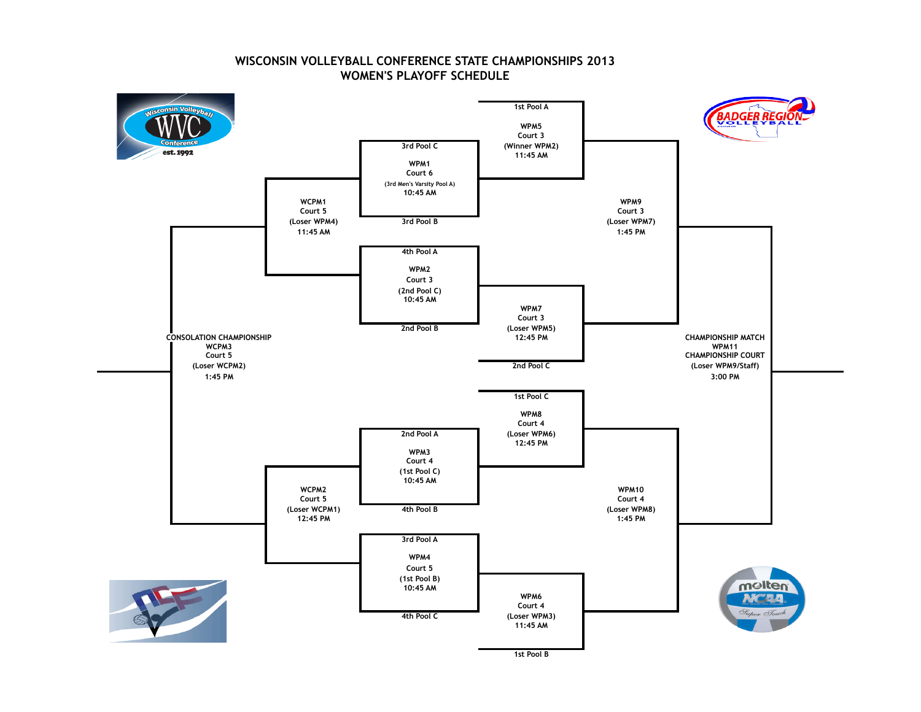# WISCONSIN VOLLEYBALL CONFERENCE STATE CHAMPIONSHIPS 2013
## WOMEN'S PLAYOFF SCHEDULE

1st Pool A

WPM5
Court 3
(Winner WPM2)
11:45 AM

3rd Pool C

WPM1
Court 6
(3rd Men's Varsity Pool A)
10:45 AM

3rd Pool B

WCPM1
Court 5
(Loser WPM4)
11:45 AM

WPM9
Court 3
(Loser WPM7)
1:45 PM

4th Pool A

WPM2
Court 3
(2nd Pool C)
10:45 AM

2nd Pool B

WPM7
Court 3
(Loser WPM5)
12:45 PM

2nd Pool C

CONSOLATION CHAMPIONSHIP
WCPM3
Court 5
(Loser WCPM2)
1:45 PM

CHAMPIONSHIP MATCH
WPM11
CHAMPIONSHIP COURT
(Loser WPM9/Staff)
3:00 PM

1st Pool C

WPM8
Court 4
(Loser WPM6)
12:45 PM

2nd Pool A

WPM3
Court 4
(1st Pool C)
10:45 AM

4th Pool B

WCPM2
Court 5
(Loser WCPM1)
12:45 PM

WPM10
Court 4
(Loser WPM8)
1:45 PM

3rd Pool A

WPM4
Court 5
(1st Pool B)
10:45 AM

4th Pool C

WPM6
Court 4
(Loser WPM3)
11:45 AM

1st Pool B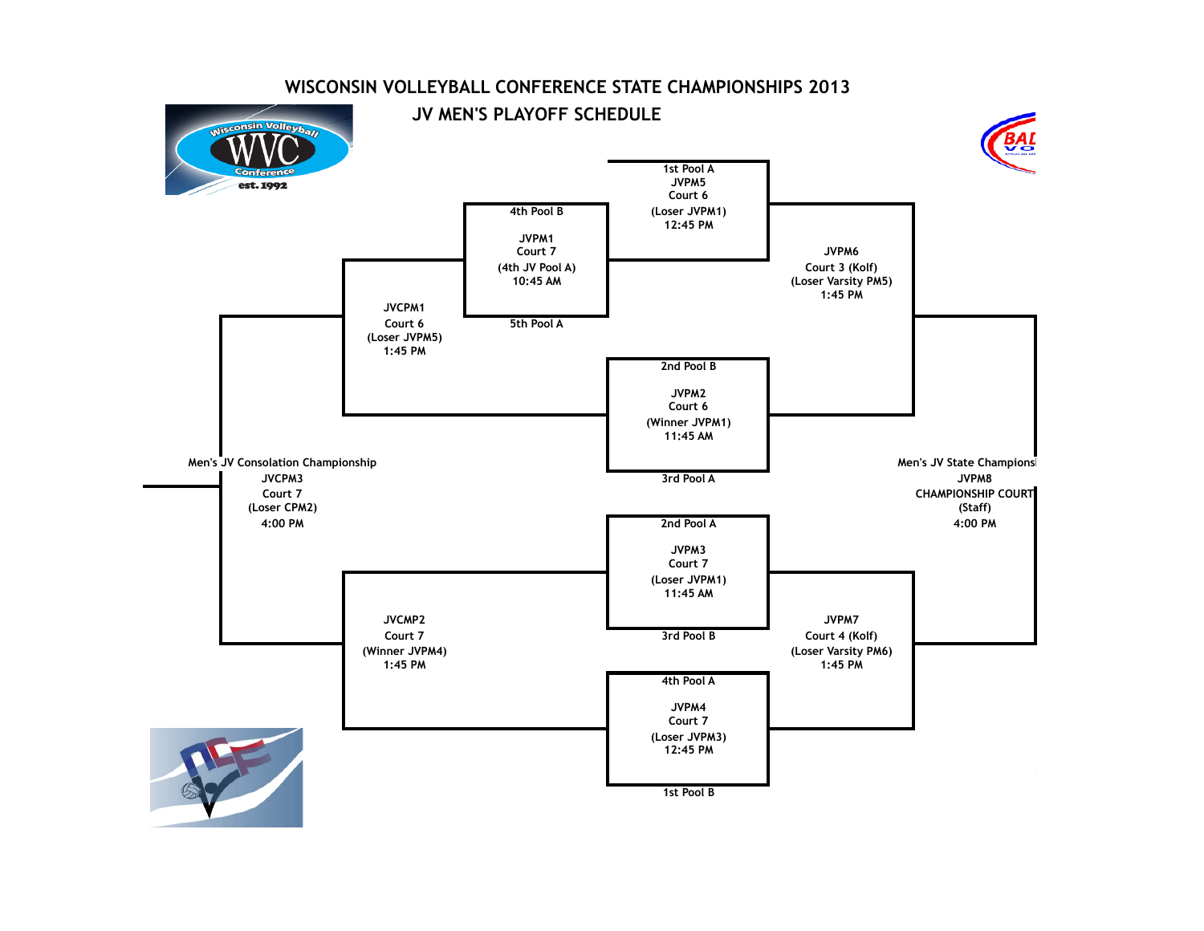# WISCONSIN VOLLEYBALL CONFERENCE STATE CHAMPIONSHIPS 2013

## JV MEN'S PLAYOFF SCHEDULE

1st Pool A
JVPM5
Court 6
(Loser JVPM1)
12:45 PM

4th Pool B

JVPM1
Court 7
(4th JV Pool A)
10:45 AM

5th Pool A

JVPM6
Court 3 (Kolf)
(Loser Varsity PM5)
1:45 PM

JVCPM1
Court 6
(Loser JVPM5)
1:45 PM

2nd Pool B

JVPM2
Court 6
(Winner JVPM1)
11:45 AM

3rd Pool A

Men's JV Consolation Championship
JVCPM3
Court 7
(Loser CPM2)
4:00 PM

Men's JV State Champions
JVPM8
CHAMPIONSHIP COURT
(Staff)
4:00 PM

2nd Pool A

JVPM3
Court 7
(Loser JVPM1)
11:45 AM

3rd Pool B

JVCMP2
Court 7
(Winner JVPM4)
1:45 PM

JVPM7
Court 4 (Kolf)
(Loser Varsity PM6)
1:45 PM

4th Pool A

JVPM4
Court 7
(Loser JVPM3)
12:45 PM

1st Pool B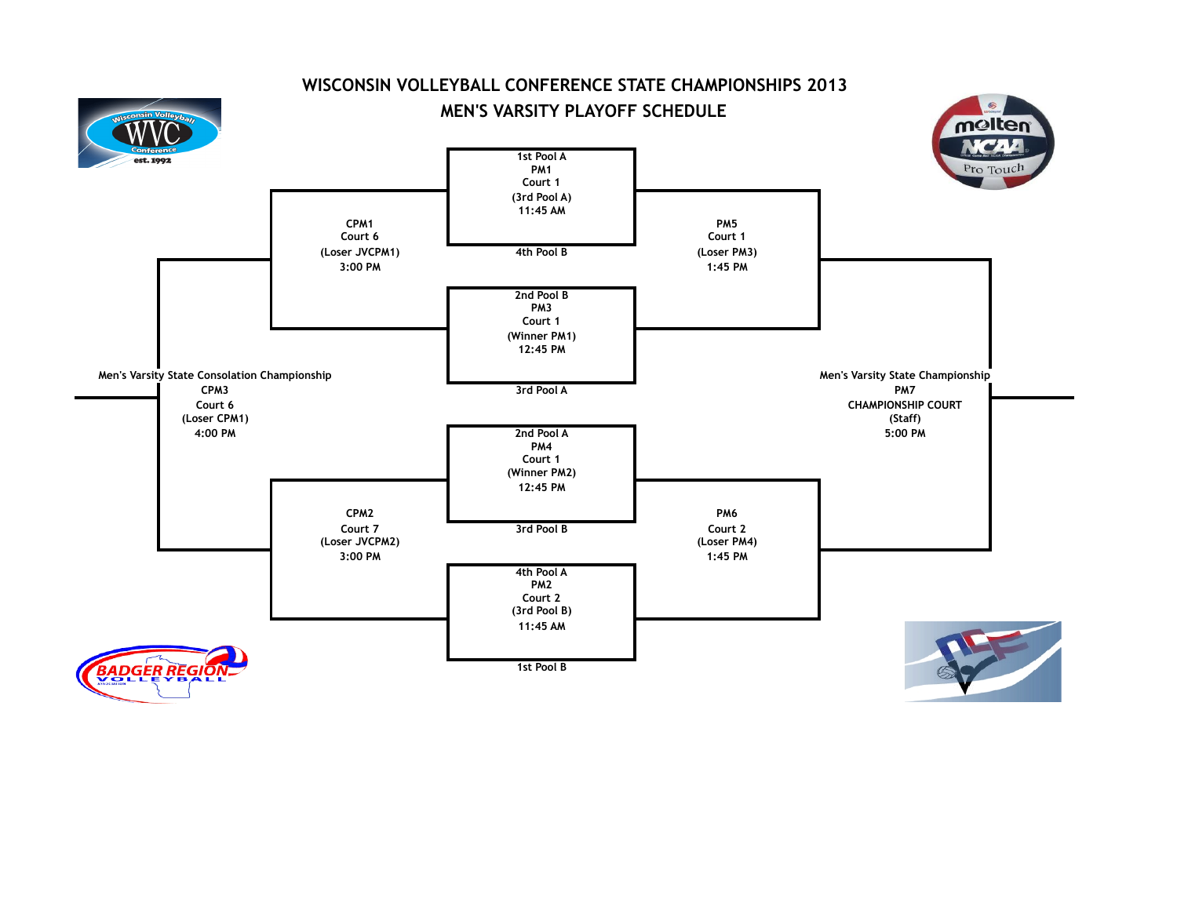# WISCONSIN VOLLEYBALL CONFERENCE STATE CHAMPIONSHIPS 2013

## MEN'S VARSITY PLAYOFF SCHEDULE

1st Pool A
PM1
Court 1
(3rd Pool A)
11:45 AM
4th Pool B

CPM1
Court 6
(Loser JVCPM1)
3:00 PM

PM5
Court 1
(Loser PM3)
1:45 PM

2nd Pool B
PM3
Court 1
(Winner PM1)
12:45 PM
3rd Pool A

Men's Varsity State Consolation Championship
CPM3
Court 6
(Loser CPM1)
4:00 PM

Men's Varsity State Championship
PM7
CHAMPIONSHIP COURT
(Staff)
5:00 PM

2nd Pool A
PM4
Court 1
(Winner PM2)
12:45 PM
3rd Pool B

CPM2
Court 7
(Loser JVCPM2)
3:00 PM

PM6
Court 2
(Loser PM4)
1:45 PM

4th Pool A
PM2
Court 2
(3rd Pool B)
11:45 AM
1st Pool B